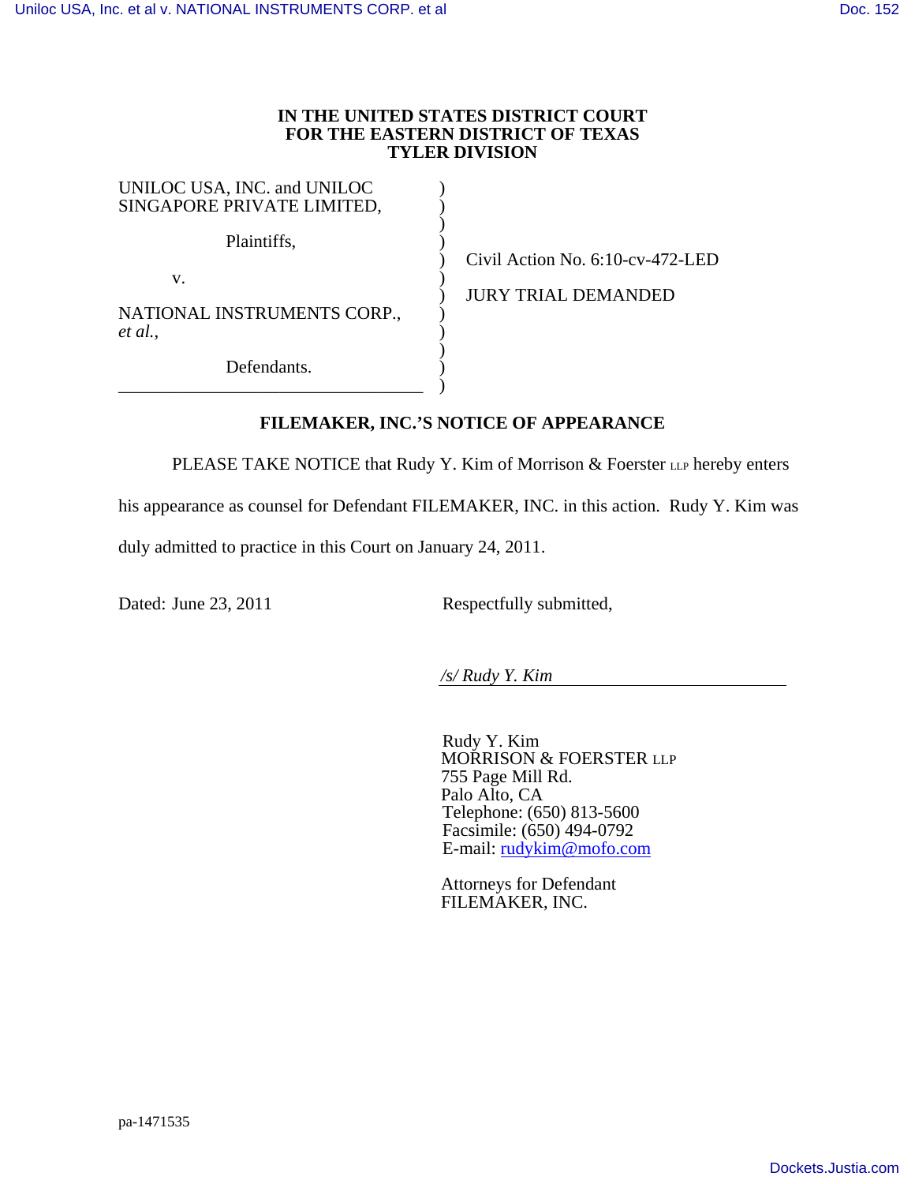**IN THE UNITED STATES DISTRICT COURT**
**FOR THE EASTERN DISTRICT OF TEXAS**
**TYLER DIVISION**

| | | |
|---|---|---|
| UNILOC USA, INC. and UNILOC SINGAPORE PRIVATE LIMITED, | ) | |
| Plaintiffs, | ) | Civil Action No. 6:10-cv-472-LED |
| v. | ) | JURY TRIAL DEMANDED |
| NATIONAL INSTRUMENTS CORP., *et al.*, | ) | |
| Defendants. | ) | |

**FILEMAKER, INC.'S NOTICE OF APPEARANCE**

PLEASE TAKE NOTICE that Rudy Y. Kim of Morrison & Foerster LLP hereby enters his appearance as counsel for Defendant FILEMAKER, INC. in this action. Rudy Y. Kim was duly admitted to practice in this Court on January 24, 2011.

Dated: June 23, 2011

Respectfully submitted,

*/s/ Rudy Y. Kim*

Rudy Y. Kim
MORRISON & FOERSTER LLP
755 Page Mill Rd.
Palo Alto, CA
Telephone: (650) 813-5600
Facsimile: (650) 494-0792
E-mail: rudykim@mofo.com

Attorneys for Defendant
FILEMAKER, INC.

pa-1471535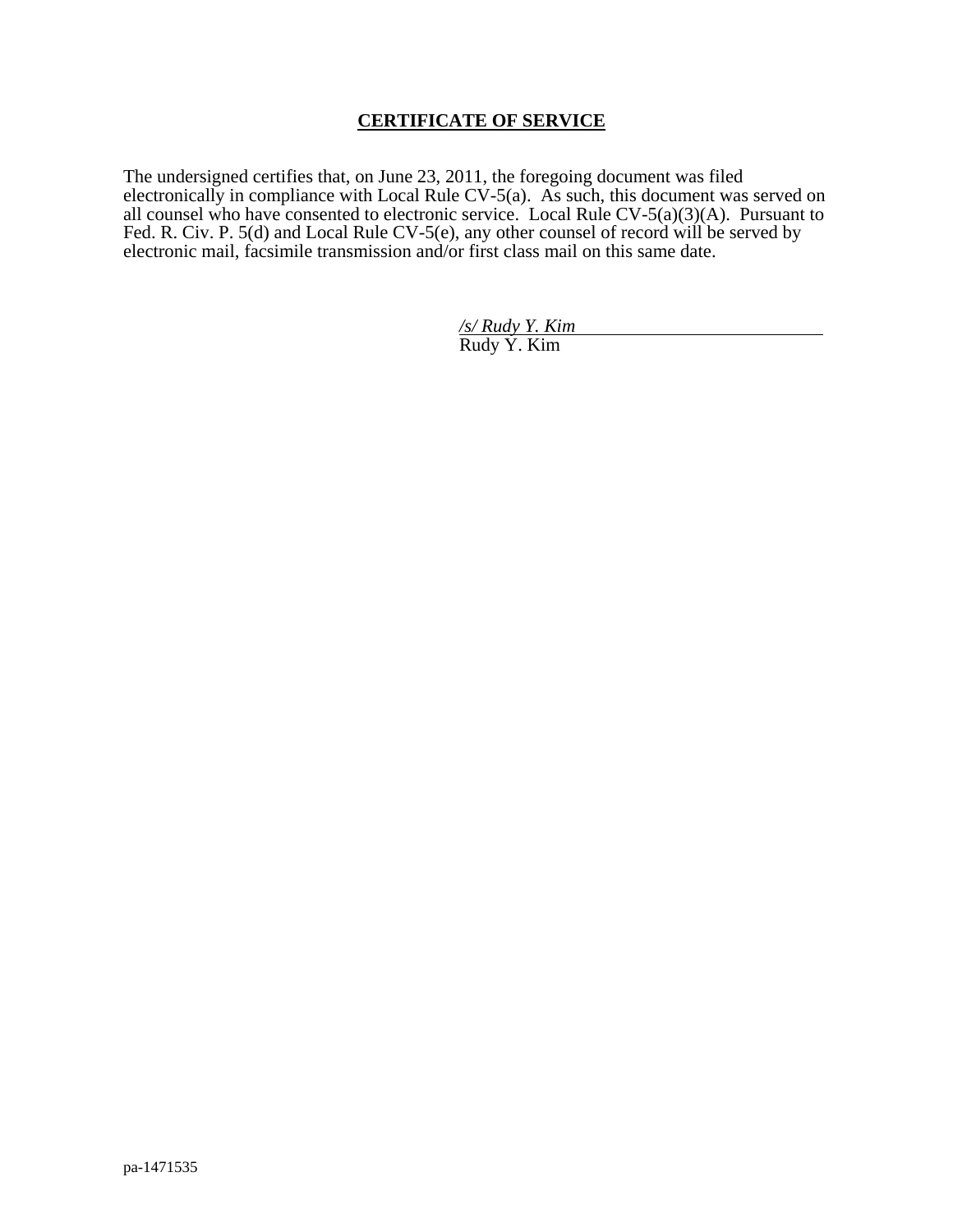**CERTIFICATE OF SERVICE**

The undersigned certifies that, on June 23, 2011, the foregoing document was filed electronically in compliance with Local Rule CV-5(a). As such, this document was served on all counsel who have consented to electronic service. Local Rule CV-5(a)(3)(A). Pursuant to Fed. R. Civ. P. 5(d) and Local Rule CV-5(e), any other counsel of record will be served by electronic mail, facsimile transmission and/or first class mail on this same date.

*/s/ Rudy Y. Kim*
Rudy Y. Kim

pa-1471535